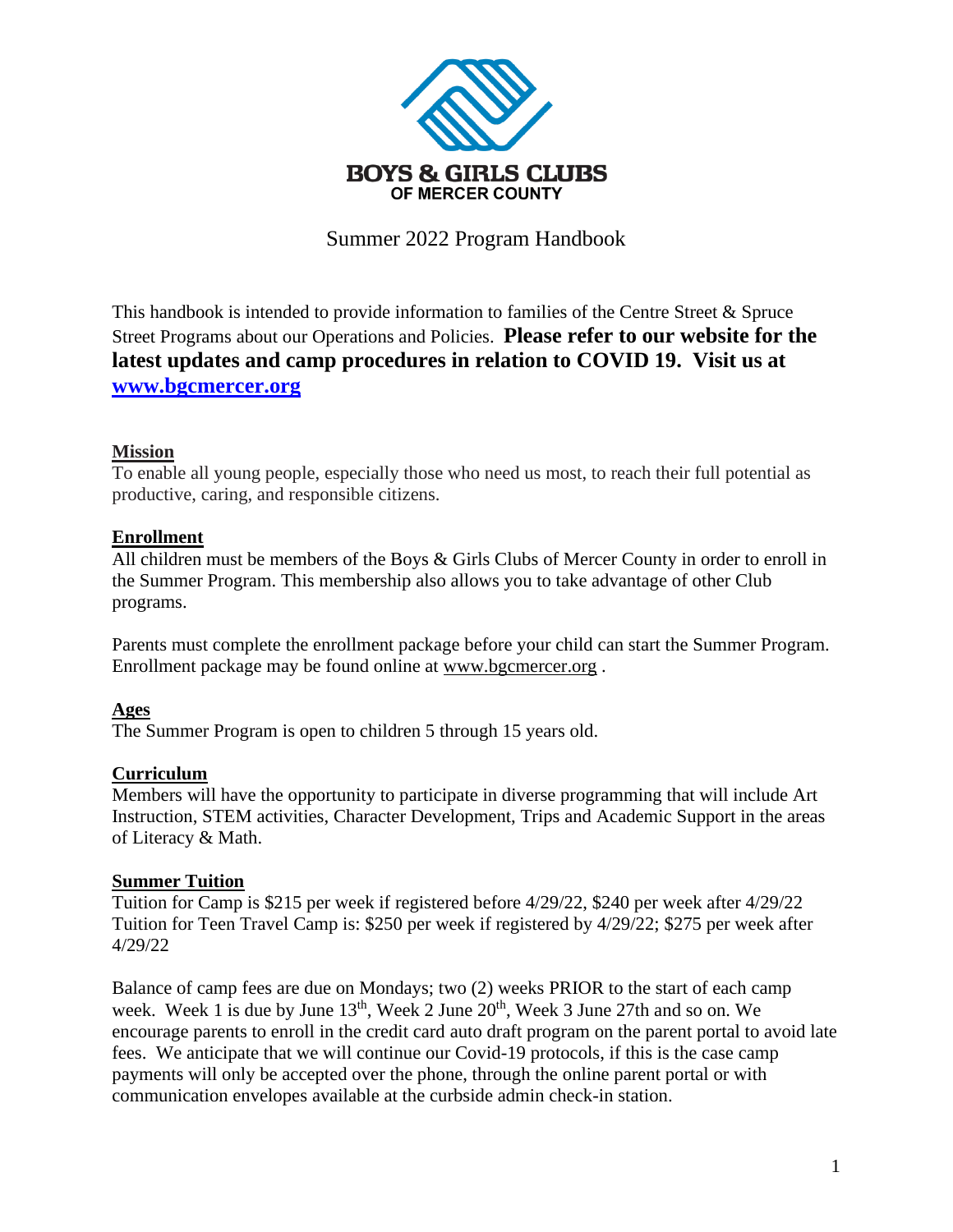**BOYS & GIRLS CLUBS**
**OF MERCER COUNTY**

# Summer 2022 Program Handbook

This handbook is intended to provide information to families of the Centre Street & Spruce Street Programs about our Operations and Policies. **Please refer to our website for the latest updates and camp procedures in relation to COVID 19. Visit us at [www.bgcmercer.org](http://www.bgcmercer.org)**

## Mission

To enable all young people, especially those who need us most, to reach their full potential as productive, caring, and responsible citizens.

## Enrollment

All children must be members of the Boys & Girls Clubs of Mercer County in order to enroll in the Summer Program. This membership also allows you to take advantage of other Club programs.

Parents must complete the enrollment package before your child can start the Summer Program. Enrollment package may be found online at www.bgcmercer.org .

## Ages

The Summer Program is open to children 5 through 15 years old.

## Curriculum

Members will have the opportunity to participate in diverse programming that will include Art Instruction, STEM activities, Character Development, Trips and Academic Support in the areas of Literacy & Math.

## Summer Tuition

Tuition for Camp is $215 per week if registered before 4/29/22, $240 per week after 4/29/22
Tuition for Teen Travel Camp is: $250 per week if registered by 4/29/22; $275 per week after 4/29/22

Balance of camp fees are due on Mondays; two (2) weeks PRIOR to the start of each camp week. Week 1 is due by June 13th, Week 2 June 20th, Week 3 June 27th and so on. We encourage parents to enroll in the credit card auto draft program on the parent portal to avoid late fees. We anticipate that we will continue our Covid-19 protocols, if this is the case camp payments will only be accepted over the phone, through the online parent portal or with communication envelopes available at the curbside admin check-in station.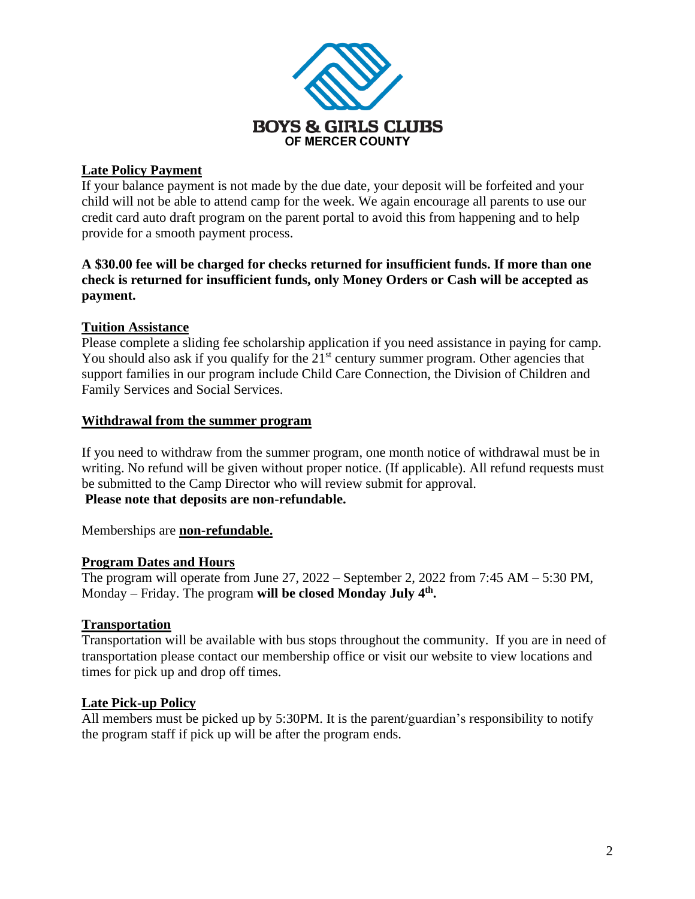**BOYS & GIRLS CLUBS OF MERCER COUNTY**

## Late Policy Payment

If your balance payment is not made by the due date, your deposit will be forfeited and your child will not be able to attend camp for the week. We again encourage all parents to use our credit card auto draft program on the parent portal to avoid this from happening and to help provide for a smooth payment process.

**A $30.00 fee will be charged for checks returned for insufficient funds. If more than one check is returned for insufficient funds, only Money Orders or Cash will be accepted as payment.**

## Tuition Assistance

Please complete a sliding fee scholarship application if you need assistance in paying for camp. You should also ask if you qualify for the 21st century summer program. Other agencies that support families in our program include Child Care Connection, the Division of Children and Family Services and Social Services.

## Withdrawal from the summer program

If you need to withdraw from the summer program, one month notice of withdrawal must be in writing. No refund will be given without proper notice. (If applicable). All refund requests must be submitted to the Camp Director who will review submit for approval.

**Please note that deposits are non-refundable.**

Memberships are **non-refundable.**

## Program Dates and Hours

The program will operate from June 27, 2022 – September 2, 2022 from 7:45 AM – 5:30 PM, Monday – Friday. The program **will be closed Monday July 4th.**

## Transportation

Transportation will be available with bus stops throughout the community. If you are in need of transportation please contact our membership office or visit our website to view locations and times for pick up and drop off times.

## Late Pick-up Policy

All members must be picked up by 5:30PM. It is the parent/guardian's responsibility to notify the program staff if pick up will be after the program ends.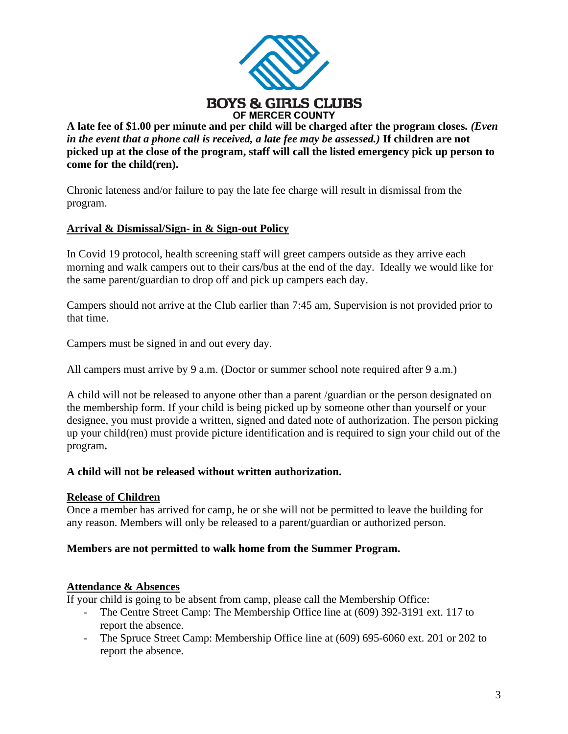**BOYS & GIRLS CLUBS**
**OF MERCER COUNTY**

**A late fee of $1.00 per minute and per child will be charged after the program closes.** ***(Even in the event that a phone call is received, a late fee may be assessed.)*** **If children are not picked up at the close of the program, staff will call the listed emergency pick up person to come for the child(ren).**

Chronic lateness and/or failure to pay the late fee charge will result in dismissal from the program.

**Arrival & Dismissal/Sign- in & Sign-out Policy**

In Covid 19 protocol, health screening staff will greet campers outside as they arrive each morning and walk campers out to their cars/bus at the end of the day. Ideally we would like for the same parent/guardian to drop off and pick up campers each day.

Campers should not arrive at the Club earlier than 7:45 am, Supervision is not provided prior to that time.

Campers must be signed in and out every day.

All campers must arrive by 9 a.m. (Doctor or summer school note required after 9 a.m.)

A child will not be released to anyone other than a parent /guardian or the person designated on the membership form. If your child is being picked up by someone other than yourself or your designee, you must provide a written, signed and dated note of authorization. The person picking up your child(ren) must provide picture identification and is required to sign your child out of the program**.**

**A child will not be released without written authorization.**

**Release of Children**

Once a member has arrived for camp, he or she will not be permitted to leave the building for any reason. Members will only be released to a parent/guardian or authorized person.

**Members are not permitted to walk home from the Summer Program.**

**Attendance & Absences**

If your child is going to be absent from camp, please call the Membership Office:

- The Centre Street Camp: The Membership Office line at (609) 392-3191 ext. 117 to report the absence.
- The Spruce Street Camp: Membership Office line at (609) 695-6060 ext. 201 or 202 to report the absence.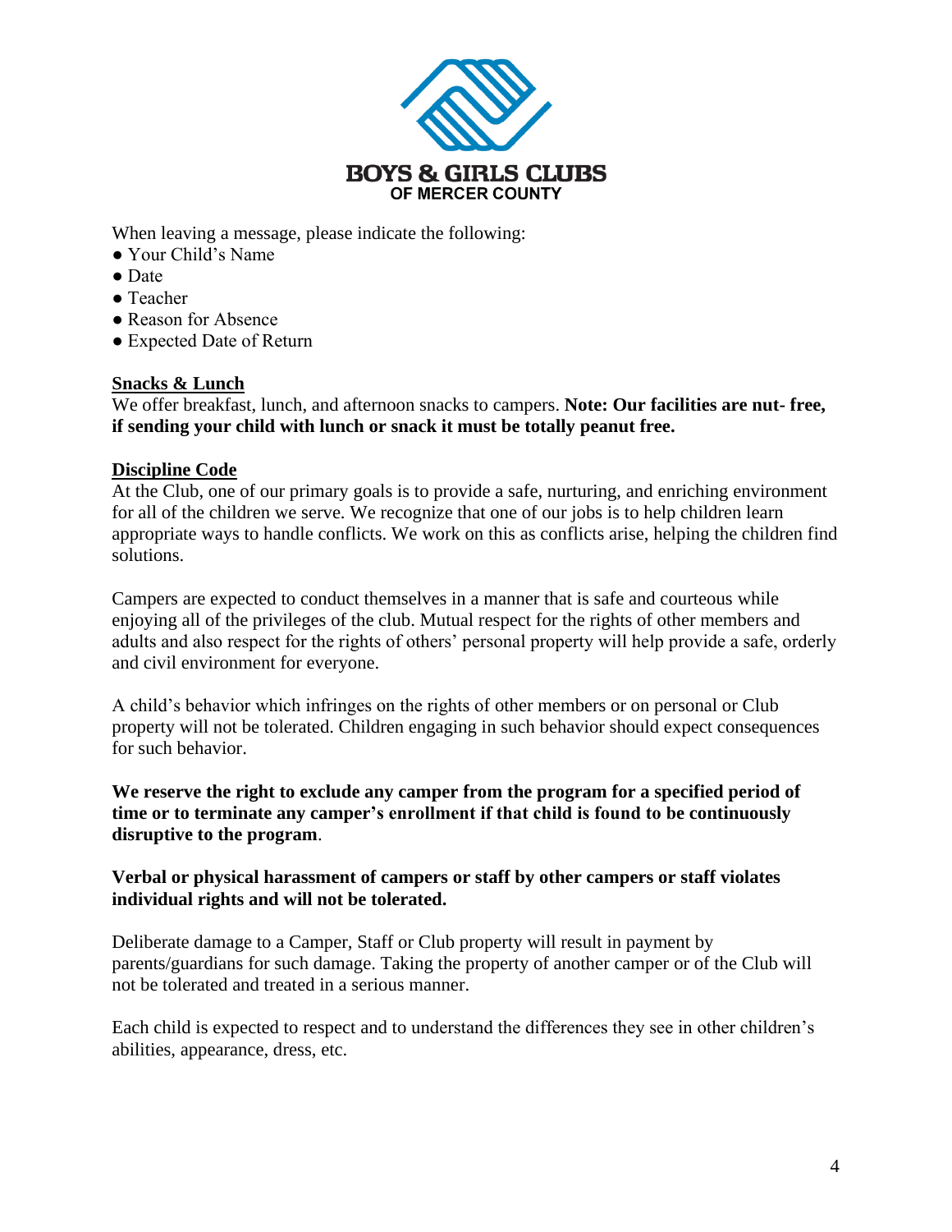When leaving a message, please indicate the following:

- Your Child's Name
- Date
- Teacher
- Reason for Absence
- Expected Date of Return

## Snacks & Lunch

We offer breakfast, lunch, and afternoon snacks to campers. **Note: Our facilities are nut- free, if sending your child with lunch or snack it must be totally peanut free.**

## Discipline Code

At the Club, one of our primary goals is to provide a safe, nurturing, and enriching environment for all of the children we serve. We recognize that one of our jobs is to help children learn appropriate ways to handle conflicts. We work on this as conflicts arise, helping the children find solutions.

Campers are expected to conduct themselves in a manner that is safe and courteous while enjoying all of the privileges of the club. Mutual respect for the rights of other members and adults and also respect for the rights of others' personal property will help provide a safe, orderly and civil environment for everyone.

A child's behavior which infringes on the rights of other members or on personal or Club property will not be tolerated. Children engaging in such behavior should expect consequences for such behavior.

**We reserve the right to exclude any camper from the program for a specified period of time or to terminate any camper's enrollment if that child is found to be continuously disruptive to the program**.

**Verbal or physical harassment of campers or staff by other campers or staff violates individual rights and will not be tolerated.**

Deliberate damage to a Camper, Staff or Club property will result in payment by parents/guardians for such damage. Taking the property of another camper or of the Club will not be tolerated and treated in a serious manner.

Each child is expected to respect and to understand the differences they see in other children's abilities, appearance, dress, etc.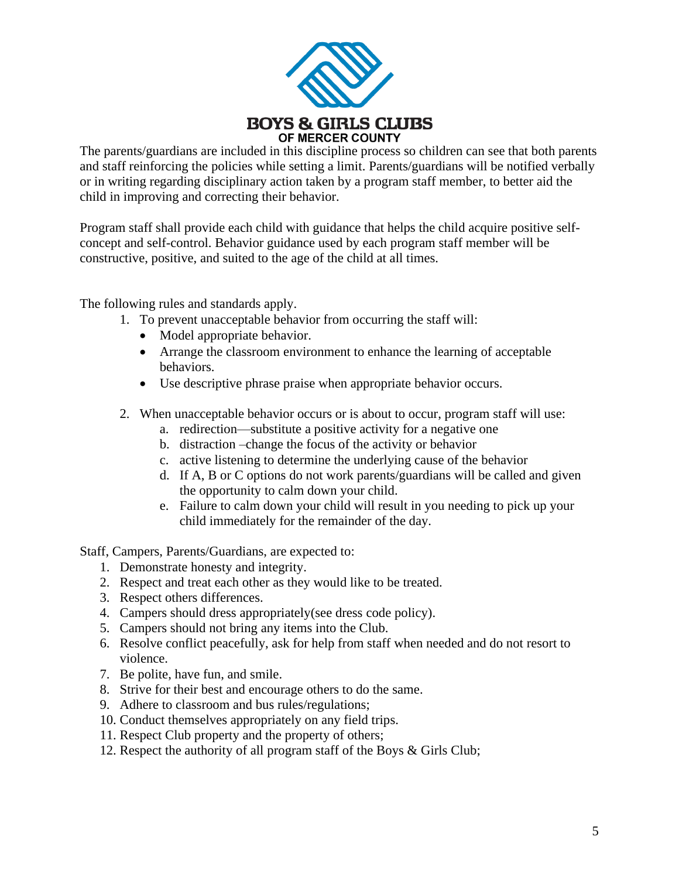The parents/guardians are included in this discipline process so children can see that both parents and staff reinforcing the policies while setting a limit. Parents/guardians will be notified verbally or in writing regarding disciplinary action taken by a program staff member, to better aid the child in improving and correcting their behavior.

Program staff shall provide each child with guidance that helps the child acquire positive self-concept and self-control. Behavior guidance used by each program staff member will be constructive, positive, and suited to the age of the child at all times.

The following rules and standards apply.

1. To prevent unacceptable behavior from occurring the staff will:
   - Model appropriate behavior.
   - Arrange the classroom environment to enhance the learning of acceptable behaviors.
   - Use descriptive phrase praise when appropriate behavior occurs.

2. When unacceptable behavior occurs or is about to occur, program staff will use:
   a. redirection—substitute a positive activity for a negative one
   b. distraction –change the focus of the activity or behavior
   c. active listening to determine the underlying cause of the behavior
   d. If A, B or C options do not work parents/guardians will be called and given the opportunity to calm down your child.
   e. Failure to calm down your child will result in you needing to pick up your child immediately for the remainder of the day.

Staff, Campers, Parents/Guardians, are expected to:

1. Demonstrate honesty and integrity.
2. Respect and treat each other as they would like to be treated.
3. Respect others differences.
4. Campers should dress appropriately(see dress code policy).
5. Campers should not bring any items into the Club.
6. Resolve conflict peacefully, ask for help from staff when needed and do not resort to violence.
7. Be polite, have fun, and smile.
8. Strive for their best and encourage others to do the same.
9. Adhere to classroom and bus rules/regulations;
10. Conduct themselves appropriately on any field trips.
11. Respect Club property and the property of others;
12. Respect the authority of all program staff of the Boys & Girls Club;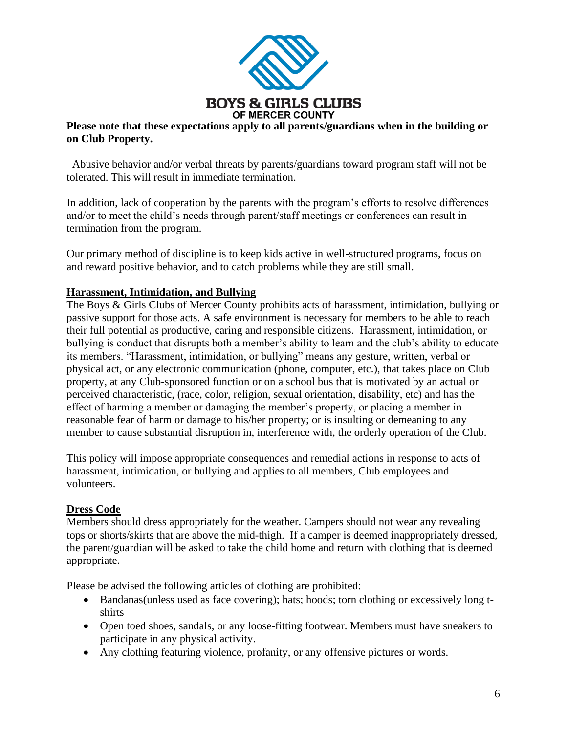BOYS & GIRLS CLUBS
OF MERCER COUNTY

**Please note that these expectations apply to all parents/guardians when in the building or on Club Property.**

Abusive behavior and/or verbal threats by parents/guardians toward program staff will not be tolerated. This will result in immediate termination.

In addition, lack of cooperation by the parents with the program's efforts to resolve differences and/or to meet the child's needs through parent/staff meetings or conferences can result in termination from the program.

Our primary method of discipline is to keep kids active in well-structured programs, focus on and reward positive behavior, and to catch problems while they are still small.

## Harassment, Intimidation, and Bullying

The Boys & Girls Clubs of Mercer County prohibits acts of harassment, intimidation, bullying or passive support for those acts. A safe environment is necessary for members to be able to reach their full potential as productive, caring and responsible citizens. Harassment, intimidation, or bullying is conduct that disrupts both a member's ability to learn and the club's ability to educate its members. "Harassment, intimidation, or bullying" means any gesture, written, verbal or physical act, or any electronic communication (phone, computer, etc.), that takes place on Club property, at any Club-sponsored function or on a school bus that is motivated by an actual or perceived characteristic, (race, color, religion, sexual orientation, disability, etc) and has the effect of harming a member or damaging the member's property, or placing a member in reasonable fear of harm or damage to his/her property; or is insulting or demeaning to any member to cause substantial disruption in, interference with, the orderly operation of the Club.

This policy will impose appropriate consequences and remedial actions in response to acts of harassment, intimidation, or bullying and applies to all members, Club employees and volunteers.

## Dress Code

Members should dress appropriately for the weather. Campers should not wear any revealing tops or shorts/skirts that are above the mid-thigh. If a camper is deemed inappropriately dressed, the parent/guardian will be asked to take the child home and return with clothing that is deemed appropriate.

Please be advised the following articles of clothing are prohibited:

- Bandanas(unless used as face covering); hats; hoods; torn clothing or excessively long t-shirts
- Open toed shoes, sandals, or any loose-fitting footwear. Members must have sneakers to participate in any physical activity.
- Any clothing featuring violence, profanity, or any offensive pictures or words.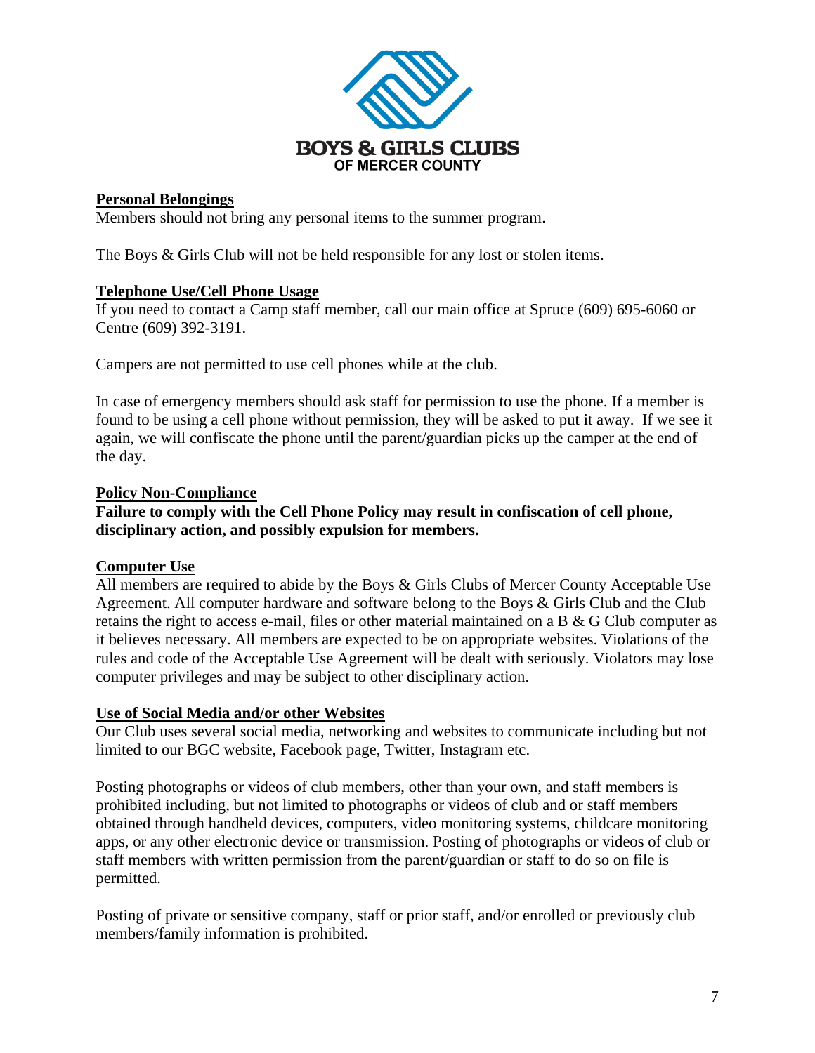**BOYS & GIRLS CLUBS**
**OF MERCER COUNTY**

## Personal Belongings

Members should not bring any personal items to the summer program.

The Boys & Girls Club will not be held responsible for any lost or stolen items.

## Telephone Use/Cell Phone Usage

If you need to contact a Camp staff member, call our main office at Spruce (609) 695-6060 or Centre (609) 392-3191.

Campers are not permitted to use cell phones while at the club.

In case of emergency members should ask staff for permission to use the phone. If a member is found to be using a cell phone without permission, they will be asked to put it away. If we see it again, we will confiscate the phone until the parent/guardian picks up the camper at the end of the day.

## Policy Non-Compliance

**Failure to comply with the Cell Phone Policy may result in confiscation of cell phone, disciplinary action, and possibly expulsion for members.**

## Computer Use

All members are required to abide by the Boys & Girls Clubs of Mercer County Acceptable Use Agreement. All computer hardware and software belong to the Boys & Girls Club and the Club retains the right to access e-mail, files or other material maintained on a B & G Club computer as it believes necessary. All members are expected to be on appropriate websites. Violations of the rules and code of the Acceptable Use Agreement will be dealt with seriously. Violators may lose computer privileges and may be subject to other disciplinary action.

## Use of Social Media and/or other Websites

Our Club uses several social media, networking and websites to communicate including but not limited to our BGC website, Facebook page, Twitter, Instagram etc.

Posting photographs or videos of club members, other than your own, and staff members is prohibited including, but not limited to photographs or videos of club and or staff members obtained through handheld devices, computers, video monitoring systems, childcare monitoring apps, or any other electronic device or transmission. Posting of photographs or videos of club or staff members with written permission from the parent/guardian or staff to do so on file is permitted.

Posting of private or sensitive company, staff or prior staff, and/or enrolled or previously club members/family information is prohibited.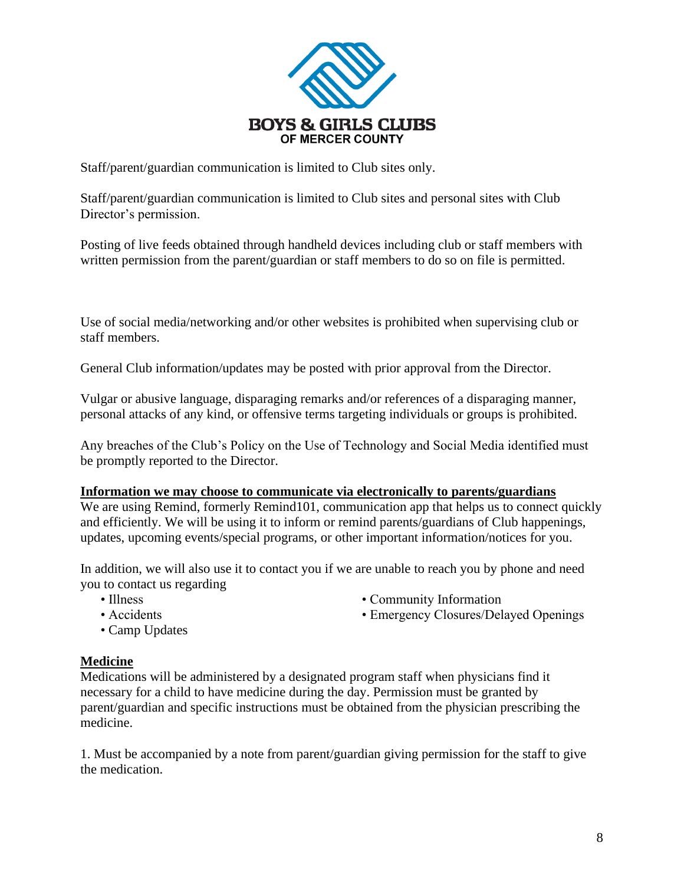Staff/parent/guardian communication is limited to Club sites only.

Staff/parent/guardian communication is limited to Club sites and personal sites with Club Director's permission.

Posting of live feeds obtained through handheld devices including club or staff members with written permission from the parent/guardian or staff members to do so on file is permitted.

Use of social media/networking and/or other websites is prohibited when supervising club or staff members.

General Club information/updates may be posted with prior approval from the Director.

Vulgar or abusive language, disparaging remarks and/or references of a disparaging manner, personal attacks of any kind, or offensive terms targeting individuals or groups is prohibited.

Any breaches of the Club's Policy on the Use of Technology and Social Media identified must be promptly reported to the Director.

**Information we may choose to communicate via electronically to parents/guardians**

We are using Remind, formerly Remind101, communication app that helps us to connect quickly and efficiently. We will be using it to inform or remind parents/guardians of Club happenings, updates, upcoming events/special programs, or other important information/notices for you.

In addition, we will also use it to contact you if we are unable to reach you by phone and need you to contact us regarding

- Illness
- Accidents
- Camp Updates
- Community Information
- Emergency Closures/Delayed Openings

**Medicine**

Medications will be administered by a designated program staff when physicians find it necessary for a child to have medicine during the day. Permission must be granted by parent/guardian and specific instructions must be obtained from the physician prescribing the medicine.

1. Must be accompanied by a note from parent/guardian giving permission for the staff to give the medication.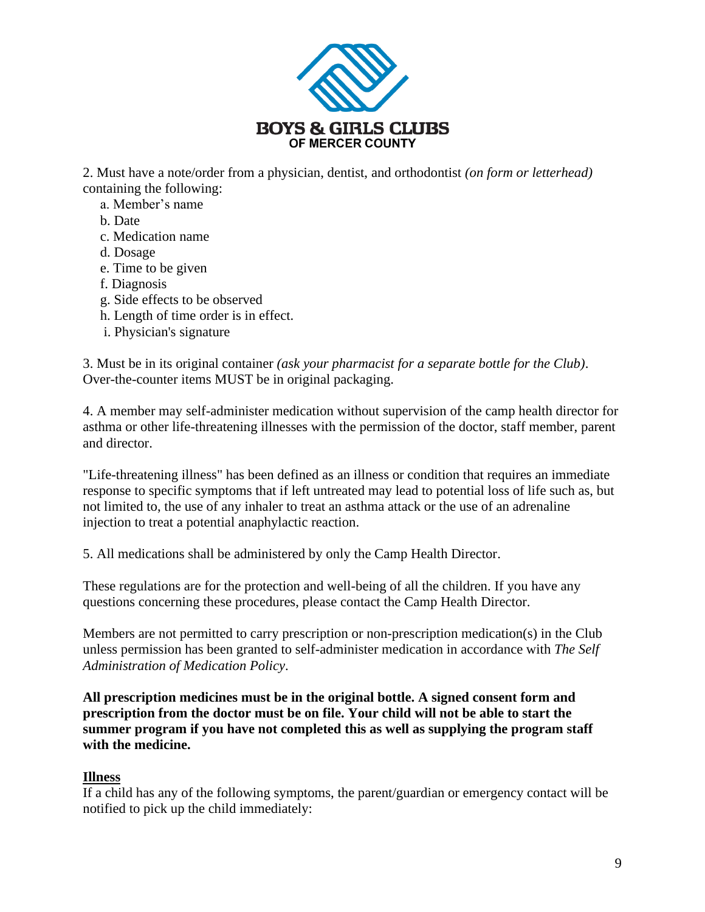2. Must have a note/order from a physician, dentist, and orthodontist *(on form or letterhead)* containing the following:

   a. Member's name
   b. Date
   c. Medication name
   d. Dosage
   e. Time to be given
   f. Diagnosis
   g. Side effects to be observed
   h. Length of time order is in effect.
   i. Physician's signature

3. Must be in its original container *(ask your pharmacist for a separate bottle for the Club)*. Over-the-counter items MUST be in original packaging.

4. A member may self-administer medication without supervision of the camp health director for asthma or other life-threatening illnesses with the permission of the doctor, staff member, parent and director.

"Life-threatening illness" has been defined as an illness or condition that requires an immediate response to specific symptoms that if left untreated may lead to potential loss of life such as, but not limited to, the use of any inhaler to treat an asthma attack or the use of an adrenaline injection to treat a potential anaphylactic reaction.

5. All medications shall be administered by only the Camp Health Director.

These regulations are for the protection and well-being of all the children. If you have any questions concerning these procedures, please contact the Camp Health Director.

Members are not permitted to carry prescription or non-prescription medication(s) in the Club unless permission has been granted to self-administer medication in accordance with *The Self Administration of Medication Policy*.

**All prescription medicines must be in the original bottle. A signed consent form and prescription from the doctor must be on file. Your child will not be able to start the summer program if you have not completed this as well as supplying the program staff with the medicine.**

**Illness**

If a child has any of the following symptoms, the parent/guardian or emergency contact will be notified to pick up the child immediately: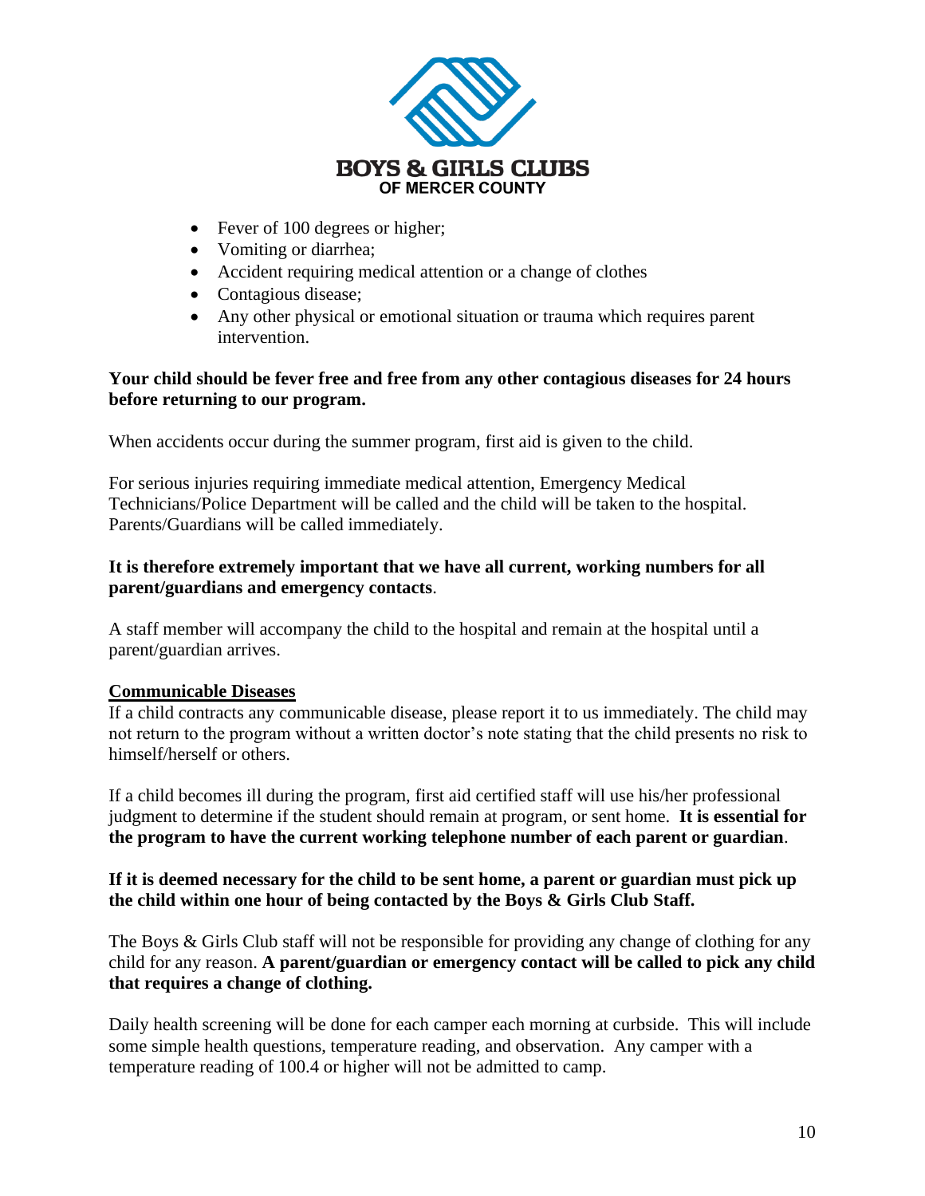- Fever of 100 degrees or higher;
- Vomiting or diarrhea;
- Accident requiring medical attention or a change of clothes
- Contagious disease;
- Any other physical or emotional situation or trauma which requires parent intervention.

**Your child should be fever free and free from any other contagious diseases for 24 hours before returning to our program.**

When accidents occur during the summer program, first aid is given to the child.

For serious injuries requiring immediate medical attention, Emergency Medical Technicians/Police Department will be called and the child will be taken to the hospital. Parents/Guardians will be called immediately.

**It is therefore extremely important that we have all current, working numbers for all parent/guardians and emergency contacts**.

A staff member will accompany the child to the hospital and remain at the hospital until a parent/guardian arrives.

## Communicable Diseases

If a child contracts any communicable disease, please report it to us immediately. The child may not return to the program without a written doctor's note stating that the child presents no risk to himself/herself or others.

If a child becomes ill during the program, first aid certified staff will use his/her professional judgment to determine if the student should remain at program, or sent home. **It is essential for the program to have the current working telephone number of each parent or guardian**.

**If it is deemed necessary for the child to be sent home, a parent or guardian must pick up the child within one hour of being contacted by the Boys & Girls Club Staff.**

The Boys & Girls Club staff will not be responsible for providing any change of clothing for any child for any reason. **A parent/guardian or emergency contact will be called to pick any child that requires a change of clothing.**

Daily health screening will be done for each camper each morning at curbside. This will include some simple health questions, temperature reading, and observation. Any camper with a temperature reading of 100.4 or higher will not be admitted to camp.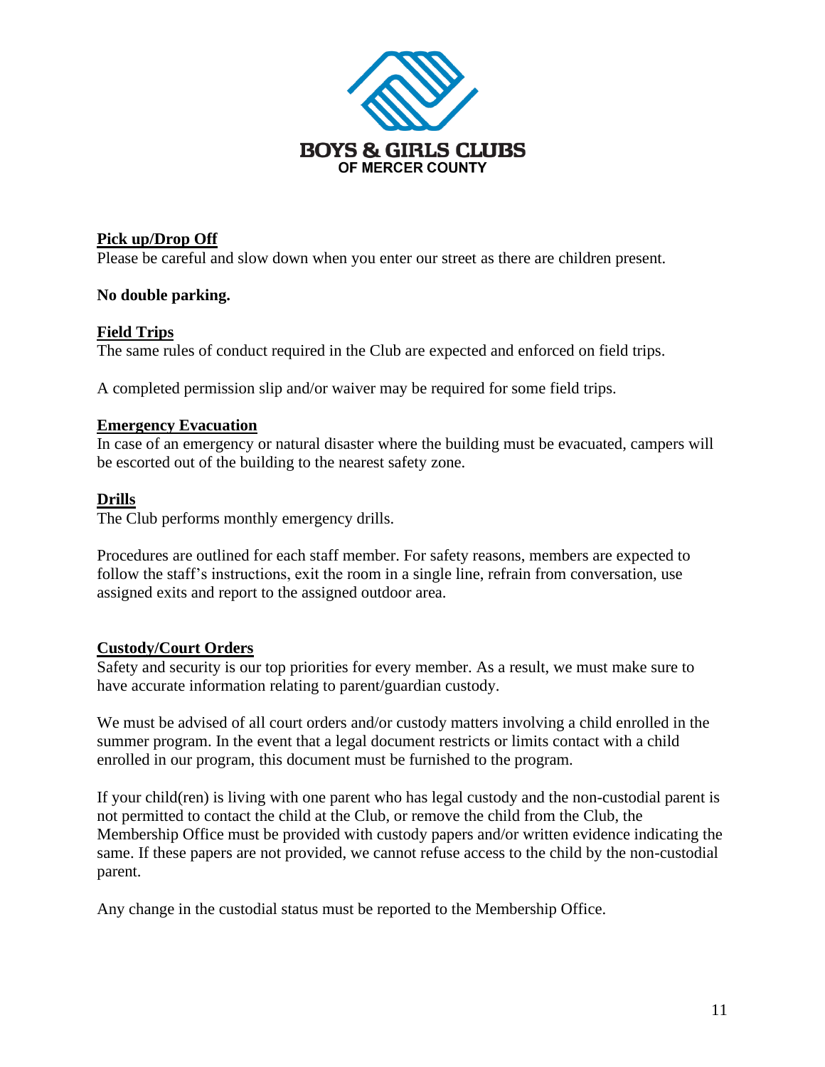BOYS & GIRLS CLUBS
OF MERCER COUNTY

**Pick up/Drop Off**

Please be careful and slow down when you enter our street as there are children present.

**No double parking.**

**Field Trips**

The same rules of conduct required in the Club are expected and enforced on field trips.

A completed permission slip and/or waiver may be required for some field trips.

**Emergency Evacuation**

In case of an emergency or natural disaster where the building must be evacuated, campers will be escorted out of the building to the nearest safety zone.

**Drills**

The Club performs monthly emergency drills.

Procedures are outlined for each staff member. For safety reasons, members are expected to follow the staff's instructions, exit the room in a single line, refrain from conversation, use assigned exits and report to the assigned outdoor area.

**Custody/Court Orders**

Safety and security is our top priorities for every member. As a result, we must make sure to have accurate information relating to parent/guardian custody.

We must be advised of all court orders and/or custody matters involving a child enrolled in the summer program. In the event that a legal document restricts or limits contact with a child enrolled in our program, this document must be furnished to the program.

If your child(ren) is living with one parent who has legal custody and the non-custodial parent is not permitted to contact the child at the Club, or remove the child from the Club, the Membership Office must be provided with custody papers and/or written evidence indicating the same. If these papers are not provided, we cannot refuse access to the child by the non-custodial parent.

Any change in the custodial status must be reported to the Membership Office.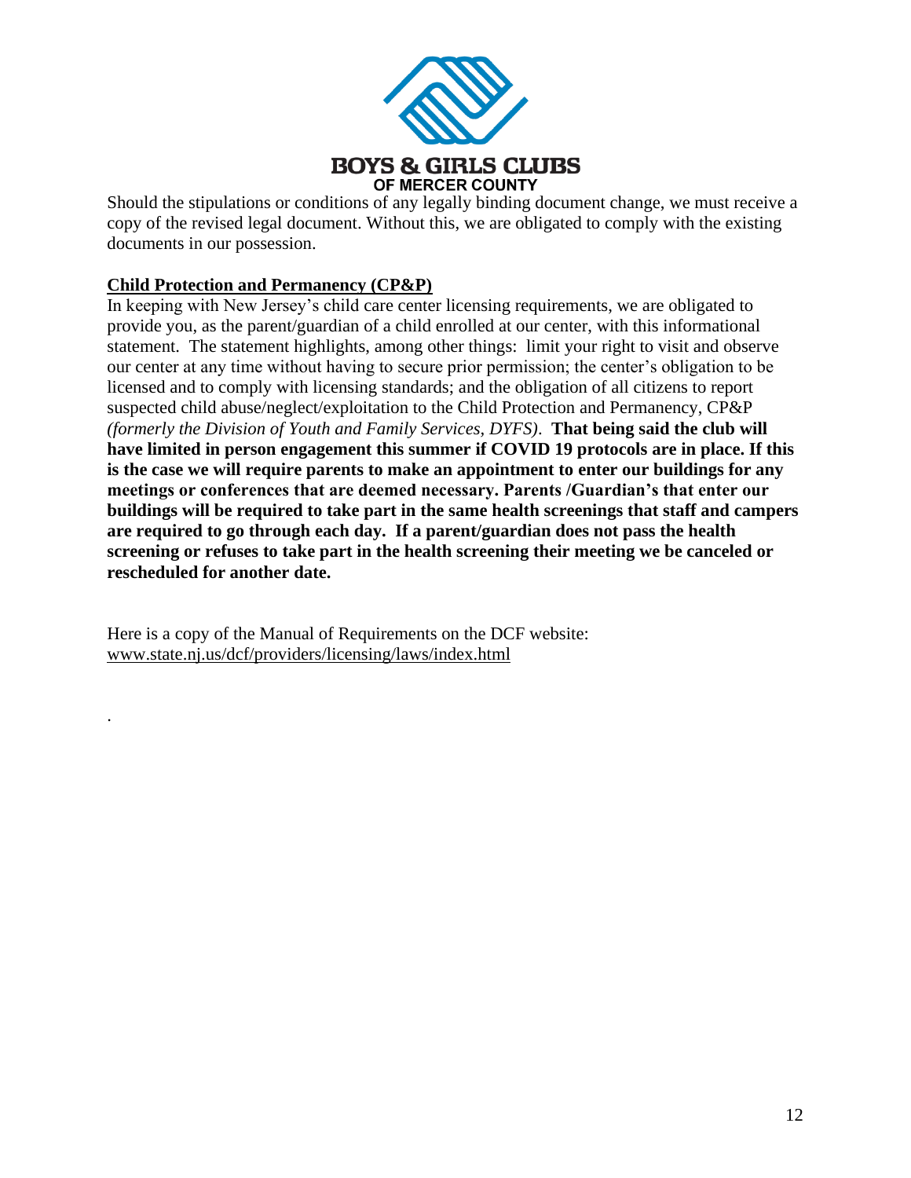BOYS & GIRLS CLUBS
OF MERCER COUNTY

Should the stipulations or conditions of any legally binding document change, we must receive a copy of the revised legal document. Without this, we are obligated to comply with the existing documents in our possession.

**Child Protection and Permanency (CP&P)**

In keeping with New Jersey's child care center licensing requirements, we are obligated to provide you, as the parent/guardian of a child enrolled at our center, with this informational statement. The statement highlights, among other things: limit your right to visit and observe our center at any time without having to secure prior permission; the center's obligation to be licensed and to comply with licensing standards; and the obligation of all citizens to report suspected child abuse/neglect/exploitation to the Child Protection and Permanency, CP&P *(formerly the Division of Youth and Family Services, DYFS)*. **That being said the club will have limited in person engagement this summer if COVID 19 protocols are in place. If this is the case we will require parents to make an appointment to enter our buildings for any meetings or conferences that are deemed necessary. Parents /Guardian's that enter our buildings will be required to take part in the same health screenings that staff and campers are required to go through each day. If a parent/guardian does not pass the health screening or refuses to take part in the health screening their meeting we be canceled or rescheduled for another date.**

Here is a copy of the Manual of Requirements on the DCF website:
www.state.nj.us/dcf/providers/licensing/laws/index.html

.